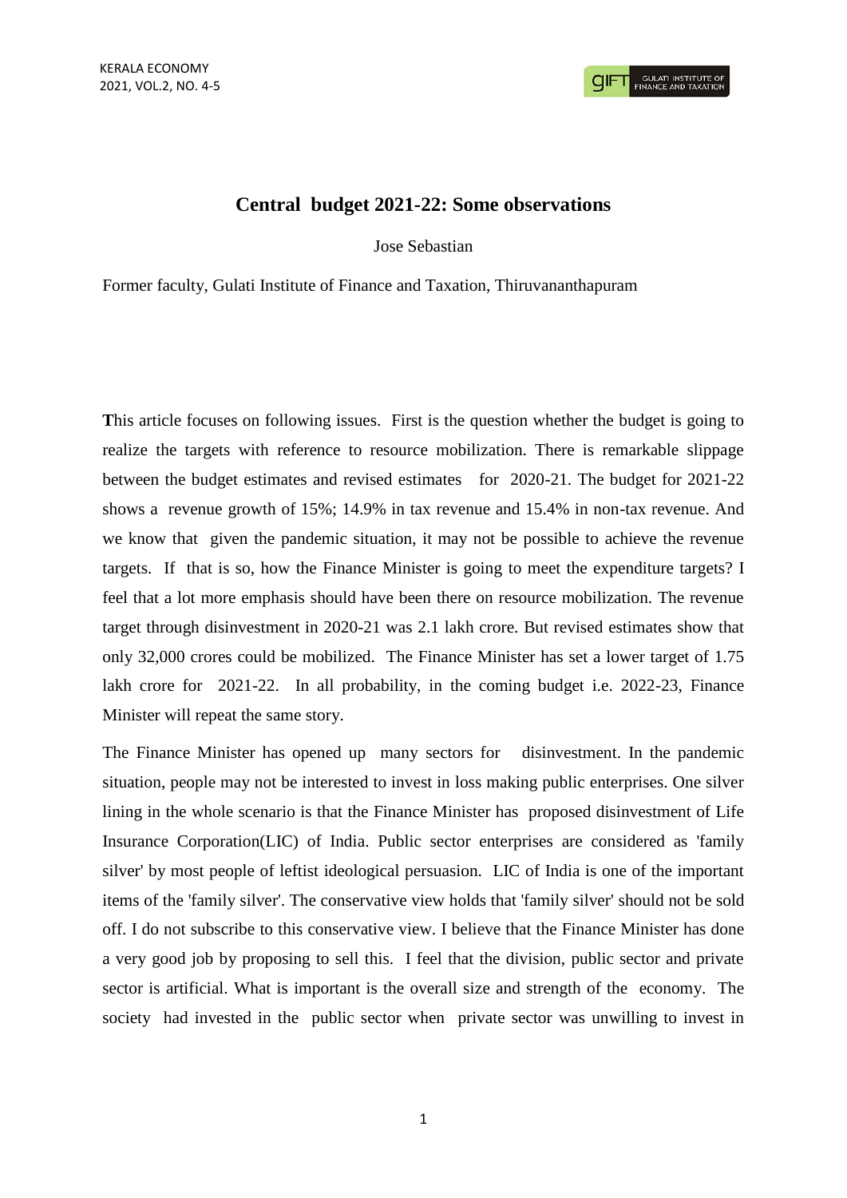# Central budget 2021-22: Some observations

Jose Sebastian

Former faculty, Gulati Institute of Finance and Taxation, Thiruvananthapuram

This article focuses on following issues. First is the question whether the budget is going to realize the targets with reference to resource mobilization. There is remarkable slippage between the budget estimates and revised estimates for 2020-21. The budget for 2021-22 shows a revenue growth of 15%; 14.9% in tax revenue and 15.4% in non-tax revenue. And we know that given the pandemic situation, it may not be possible to achieve the revenue targets. If that is so, how the Finance Minister is going to meet the expenditure targets? I feel that a lot more emphasis should have been there on resource mobilization. The revenue target through disinvestment in 2020-21 was 2.1 lakh crore. But revised estimates show that only 32,000 crores could be mobilized. The Finance Minister has set a lower target of 1.75 lakh crore for 2021-22. In all probability, in the coming budget i.e. 2022-23, Finance Minister will repeat the same story.

The Finance Minister has opened up many sectors for disinvestment. In the pandemic situation, people may not be interested to invest in loss making public enterprises. One silver lining in the whole scenario is that the Finance Minister has proposed disinvestment of Life Insurance Corporation(LIC) of India. Public sector enterprises are considered as 'family silver' by most people of leftist ideological persuasion. LIC of India is one of the important items of the 'family silver'. The conservative view holds that 'family silver' should not be sold off. I do not subscribe to this conservative view. I believe that the Finance Minister has done a very good job by proposing to sell this. I feel that the division, public sector and private sector is artificial. What is important is the overall size and strength of the economy. The society had invested in the public sector when private sector was unwilling to invest in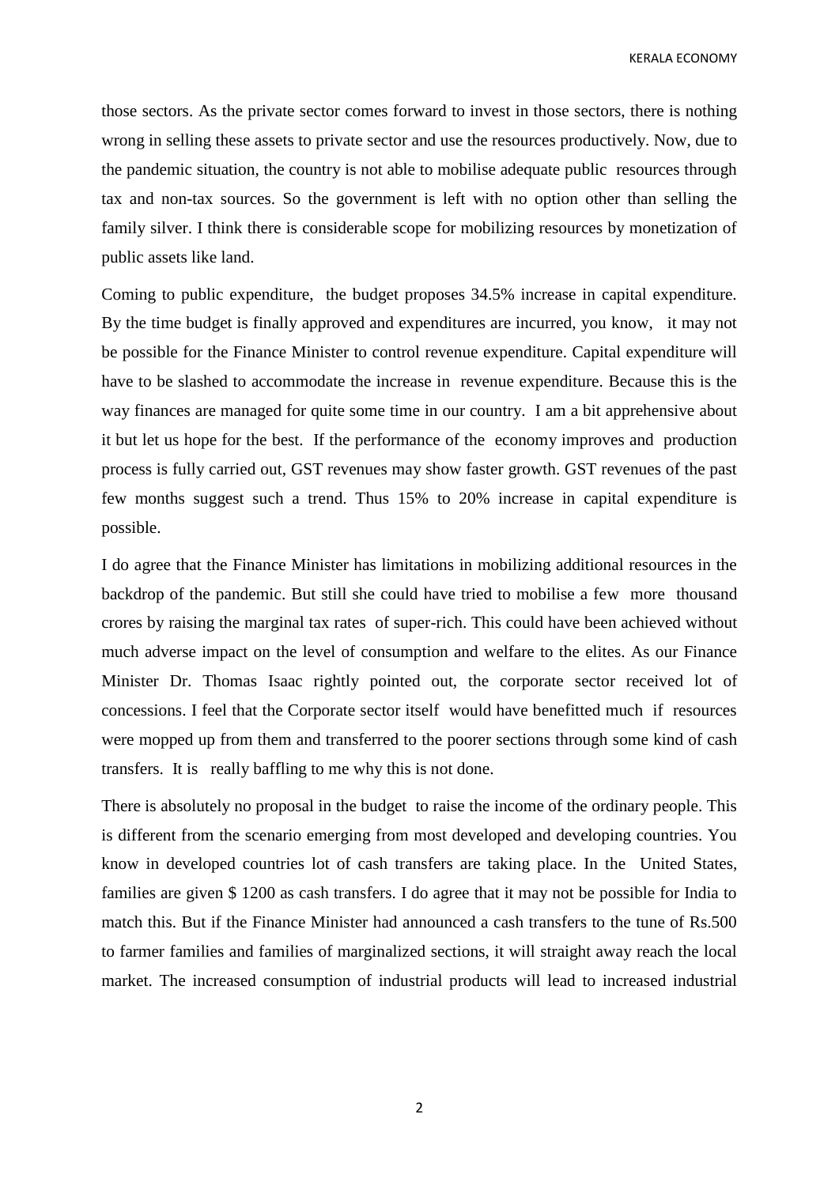those sectors. As the private sector comes forward to invest in those sectors, there is nothing wrong in selling these assets to private sector and use the resources productively. Now, due to the pandemic situation, the country is not able to mobilise adequate public resources through tax and non-tax sources. So the government is left with no option other than selling the family silver. I think there is considerable scope for mobilizing resources by monetization of public assets like land.

Coming to public expenditure, the budget proposes 34.5% increase in capital expenditure. By the time budget is finally approved and expenditures are incurred, you know, it may not be possible for the Finance Minister to control revenue expenditure. Capital expenditure will have to be slashed to accommodate the increase in revenue expenditure. Because this is the way finances are managed for quite some time in our country. I am a bit apprehensive about it but let us hope for the best. If the performance of the economy improves and production process is fully carried out, GST revenues may show faster growth. GST revenues of the past few months suggest such a trend. Thus 15% to 20% increase in capital expenditure is possible.

I do agree that the Finance Minister has limitations in mobilizing additional resources in the backdrop of the pandemic. But still she could have tried to mobilise a few more thousand crores by raising the marginal tax rates of super-rich. This could have been achieved without much adverse impact on the level of consumption and welfare to the elites. As our Finance Minister Dr. Thomas Isaac rightly pointed out, the corporate sector received lot of concessions. I feel that the Corporate sector itself would have benefitted much if resources were mopped up from them and transferred to the poorer sections through some kind of cash transfers. It is really baffling to me why this is not done.

There is absolutely no proposal in the budget to raise the income of the ordinary people. This is different from the scenario emerging from most developed and developing countries. You know in developed countries lot of cash transfers are taking place. In the United States, families are given $ 1200 as cash transfers. I do agree that it may not be possible for India to match this. But if the Finance Minister had announced a cash transfers to the tune of Rs.500 to farmer families and families of marginalized sections, it will straight away reach the local market. The increased consumption of industrial products will lead to increased industrial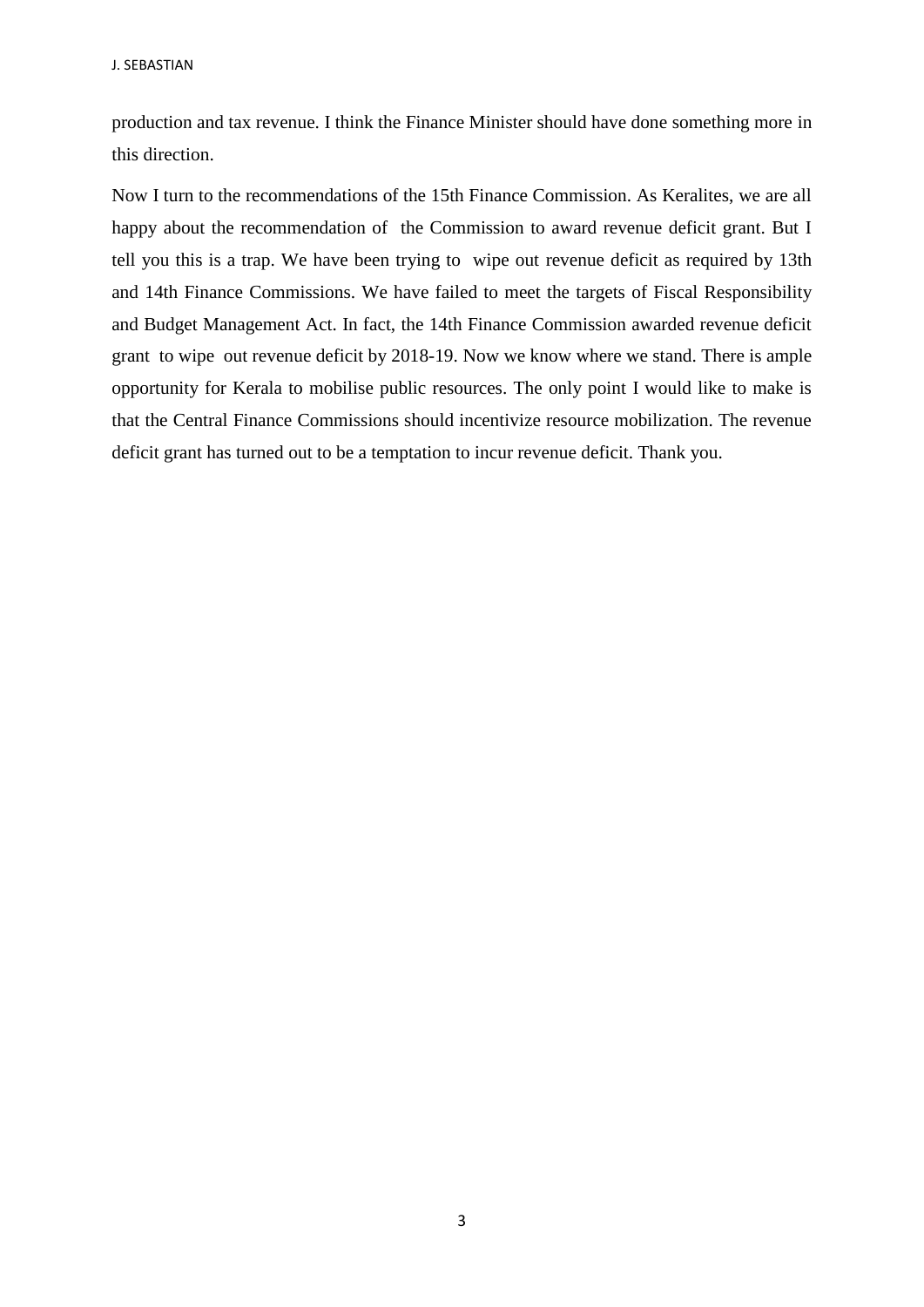production and tax revenue. I think the Finance Minister should have done something more in this direction.

Now I turn to the recommendations of the 15th Finance Commission. As Keralites, we are all happy about the recommendation of the Commission to award revenue deficit grant. But I tell you this is a trap. We have been trying to wipe out revenue deficit as required by 13th and 14th Finance Commissions. We have failed to meet the targets of Fiscal Responsibility and Budget Management Act. In fact, the 14th Finance Commission awarded revenue deficit grant to wipe out revenue deficit by 2018-19. Now we know where we stand. There is ample opportunity for Kerala to mobilise public resources. The only point I would like to make is that the Central Finance Commissions should incentivize resource mobilization. The revenue deficit grant has turned out to be a temptation to incur revenue deficit. Thank you.